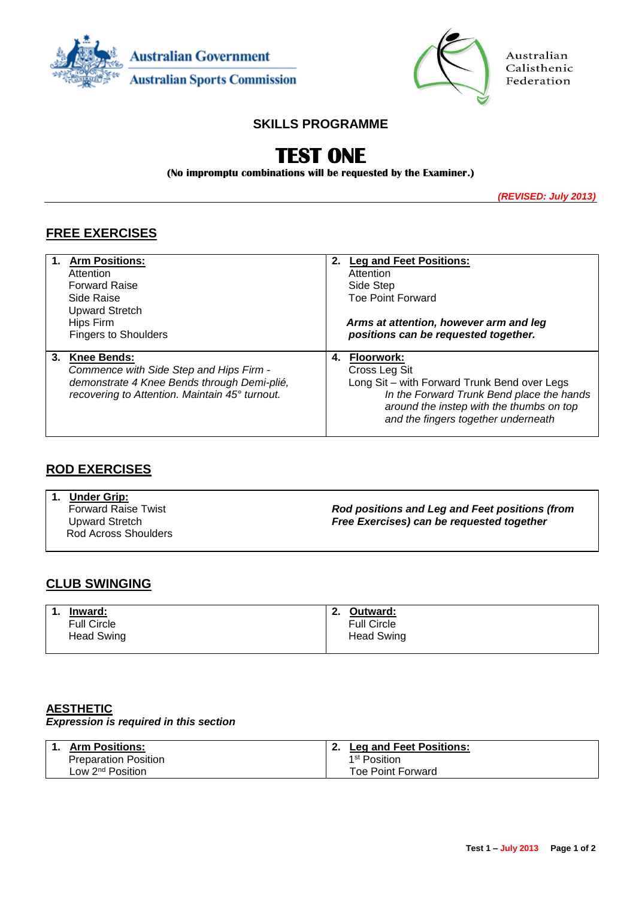Australian Government
Australian Sports Commission

Australian Calisthenic Federation

## SKILLS PROGRAMME

# TEST ONE

**(No impromptu combinations will be requested by the Examiner.)**

***(REVISED: July 2013)***

## FREE EXERCISES

| **1. Arm Positions:**<br>Attention<br>Forward Raise<br>Side Raise<br>Upward Stretch<br>Hips Firm<br>Fingers to Shoulders | **2. Leg and Feet Positions:**<br>Attention<br>Side Step<br>Toe Point Forward<br><br>***Arms at attention, however arm and leg positions can be requested together.*** |
|---|---|
| **3. Knee Bends:**<br>*Commence with Side Step and Hips Firm - demonstrate 4 Knee Bends through Demi-plié, recovering to Attention. Maintain 45° turnout.* | **4. Floorwork:**<br>Cross Leg Sit<br>Long Sit – with Forward Trunk Bend over Legs<br>*In the Forward Trunk Bend place the hands around the instep with the thumbs on top and the fingers together underneath* |

## ROD EXERCISES

| **1. Under Grip:**<br>Forward Raise Twist<br>Upward Stretch<br>Rod Across Shoulders | ***Rod positions and Leg and Feet positions (from Free Exercises) can be requested together*** |
|---|---|

## CLUB SWINGING

| **1. Inward:**<br>Full Circle<br>Head Swing | **2. Outward:**<br>Full Circle<br>Head Swing |
|---|---|

## AESTHETIC

***Expression is required in this section***

| **1. Arm Positions:**<br>Preparation Position<br>Low 2nd Position | **2. Leg and Feet Positions:**<br>1st Position<br>Toe Point Forward |
|---|---|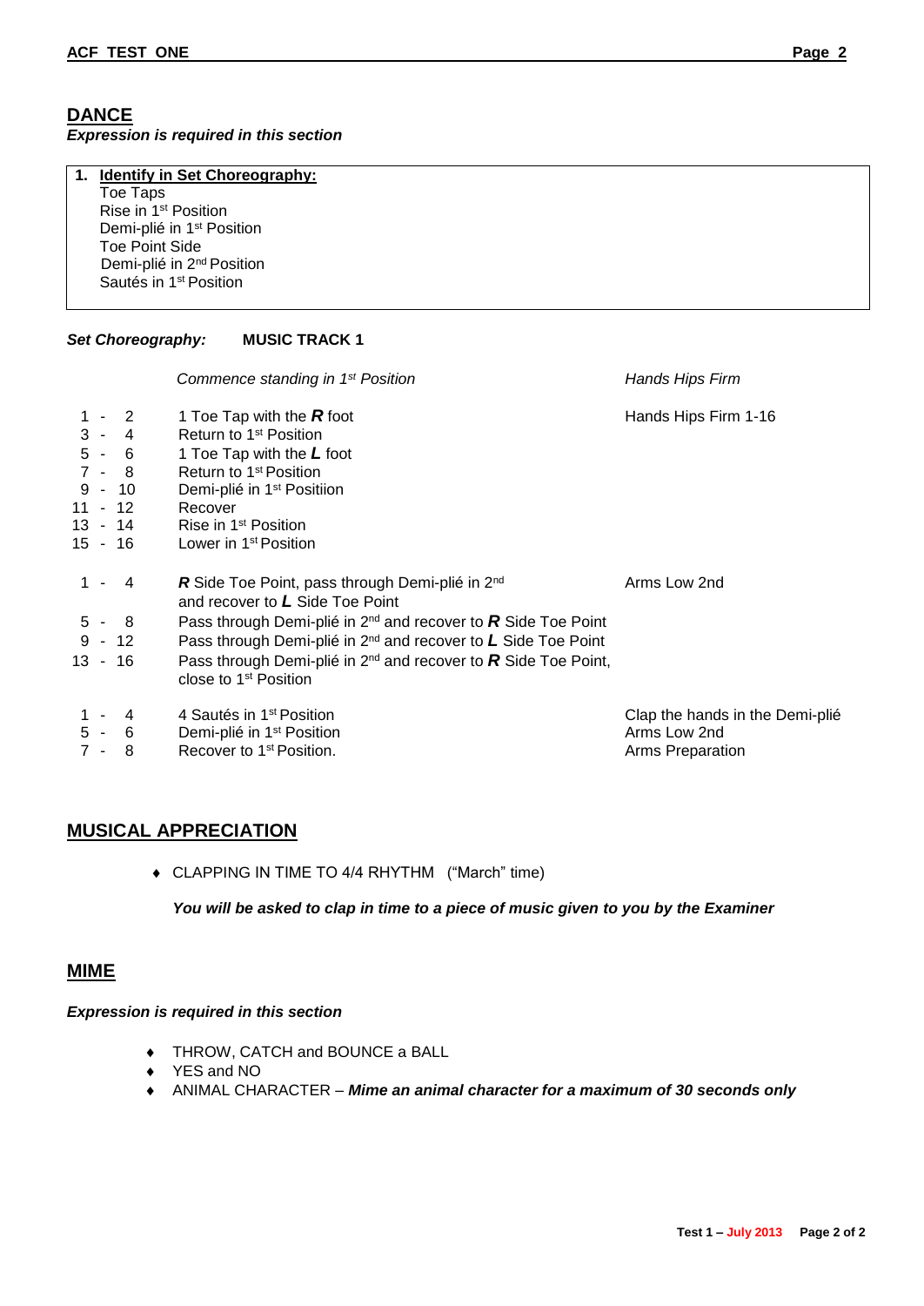## DANCE

***Expression is required in this section***

**1. Identify in Set Choreography:**

Toe Taps
Rise in 1st Position
Demi-plié in 1st Position
Toe Point Side
Demi-plié in 2nd Position
Sautés in 1st Position

***Set Choreography:*** **MUSIC TRACK 1**

| | | |
|---|---|---|
| | *Commence standing in 1st Position* | *Hands Hips Firm* |
| 1 - 2 | 1 Toe Tap with the ***R*** foot | Hands Hips Firm 1-16 |
| 3 - 4 | Return to 1st Position | |
| 5 - 6 | 1 Toe Tap with the ***L*** foot | |
| 7 - 8 | Return to 1st Position | |
| 9 - 10 | Demi-plié in 1st Positiion | |
| 11 - 12 | Recover | |
| 13 - 14 | Rise in 1st Position | |
| 15 - 16 | Lower in 1st Position | |
| 1 - 4 | ***R*** Side Toe Point, pass through Demi-plié in 2nd and recover to ***L*** Side Toe Point | Arms Low 2nd |
| 5 - 8 | Pass through Demi-plié in 2nd and recover to ***R*** Side Toe Point | |
| 9 - 12 | Pass through Demi-plié in 2nd and recover to ***L*** Side Toe Point | |
| 13 - 16 | Pass through Demi-plié in 2nd and recover to ***R*** Side Toe Point, close to 1st Position | |
| 1 - 4 | 4 Sautés in 1st Position | Clap the hands in the Demi-plié |
| 5 - 6 | Demi-plié in 1st Position | Arms Low 2nd |
| 7 - 8 | Recover to 1st Position. | Arms Preparation |

## MUSICAL APPRECIATION

- CLAPPING IN TIME TO 4/4 RHYTHM ("March" time)

***You will be asked to clap in time to a piece of music given to you by the Examiner***

## MIME

***Expression is required in this section***

- THROW, CATCH and BOUNCE a BALL
- YES and NO
- ANIMAL CHARACTER – ***Mime an animal character for a maximum of 30 seconds only***